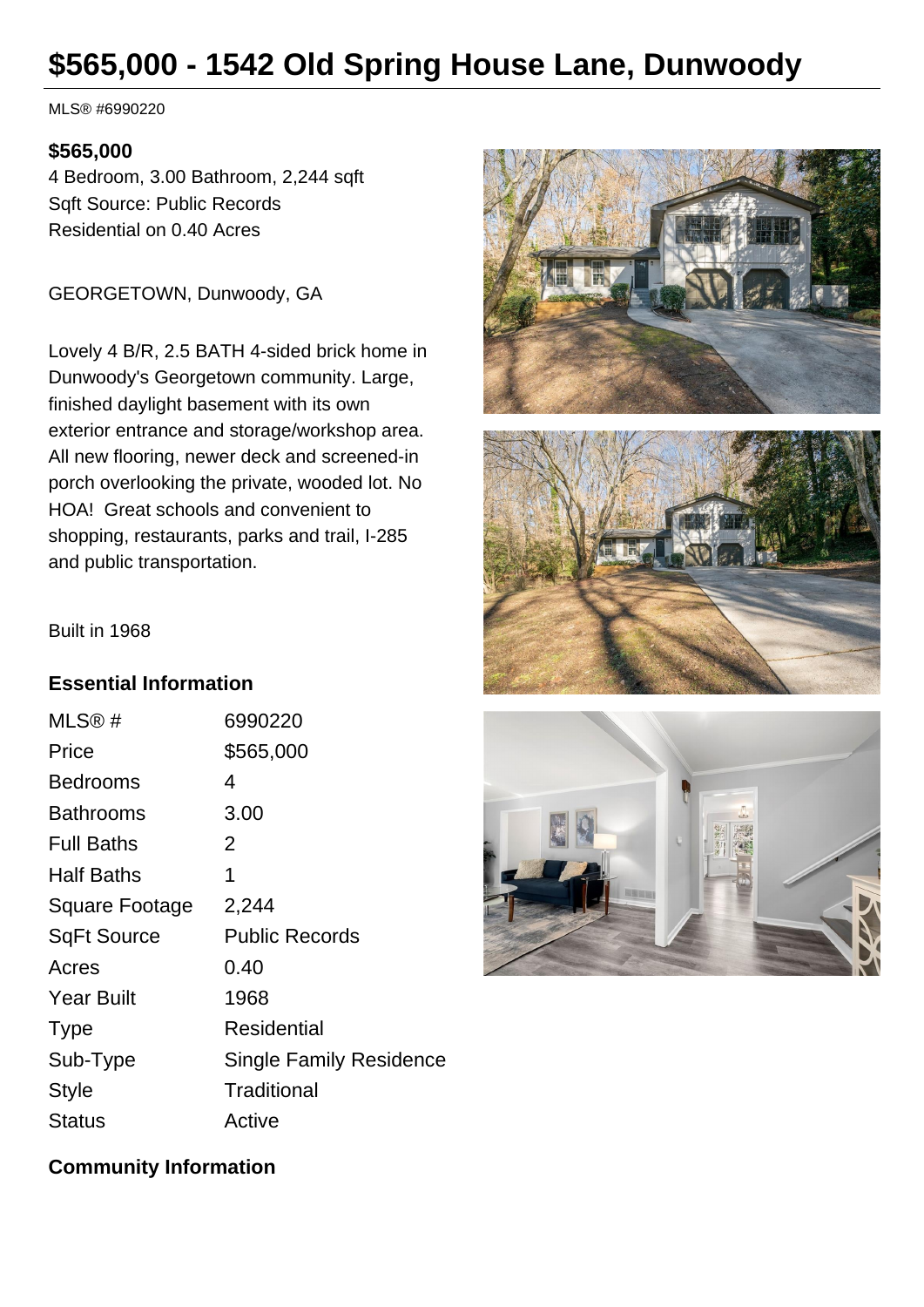# $565,000 - 1542 Old Spring House Lane, Dunwoody

MLS® #6990220

**$565,000**

4 Bedroom, 3.00 Bathroom, 2,244 sqft
Sqft Source: Public Records
Residential on 0.40 Acres

GEORGETOWN, Dunwoody, GA

Lovely 4 B/R, 2.5 BATH 4-sided brick home in Dunwoody's Georgetown community. Large, finished daylight basement with its own exterior entrance and storage/workshop area. All new flooring, newer deck and screened-in porch overlooking the private, wooded lot. No HOA! Great schools and convenient to shopping, restaurants, parks and trail, I-285 and public transportation.

Built in 1968

## Essential Information

| | |
|---|---|
| MLS® # | 6990220 |
| Price | $565,000 |
| Bedrooms | 4 |
| Bathrooms | 3.00 |
| Full Baths | 2 |
| Half Baths | 1 |
| Square Footage | 2,244 |
| SqFt Source | Public Records |
| Acres | 0.40 |
| Year Built | 1968 |
| Type | Residential |
| Sub-Type | Single Family Residence |
| Style | Traditional |
| Status | Active |

## Community Information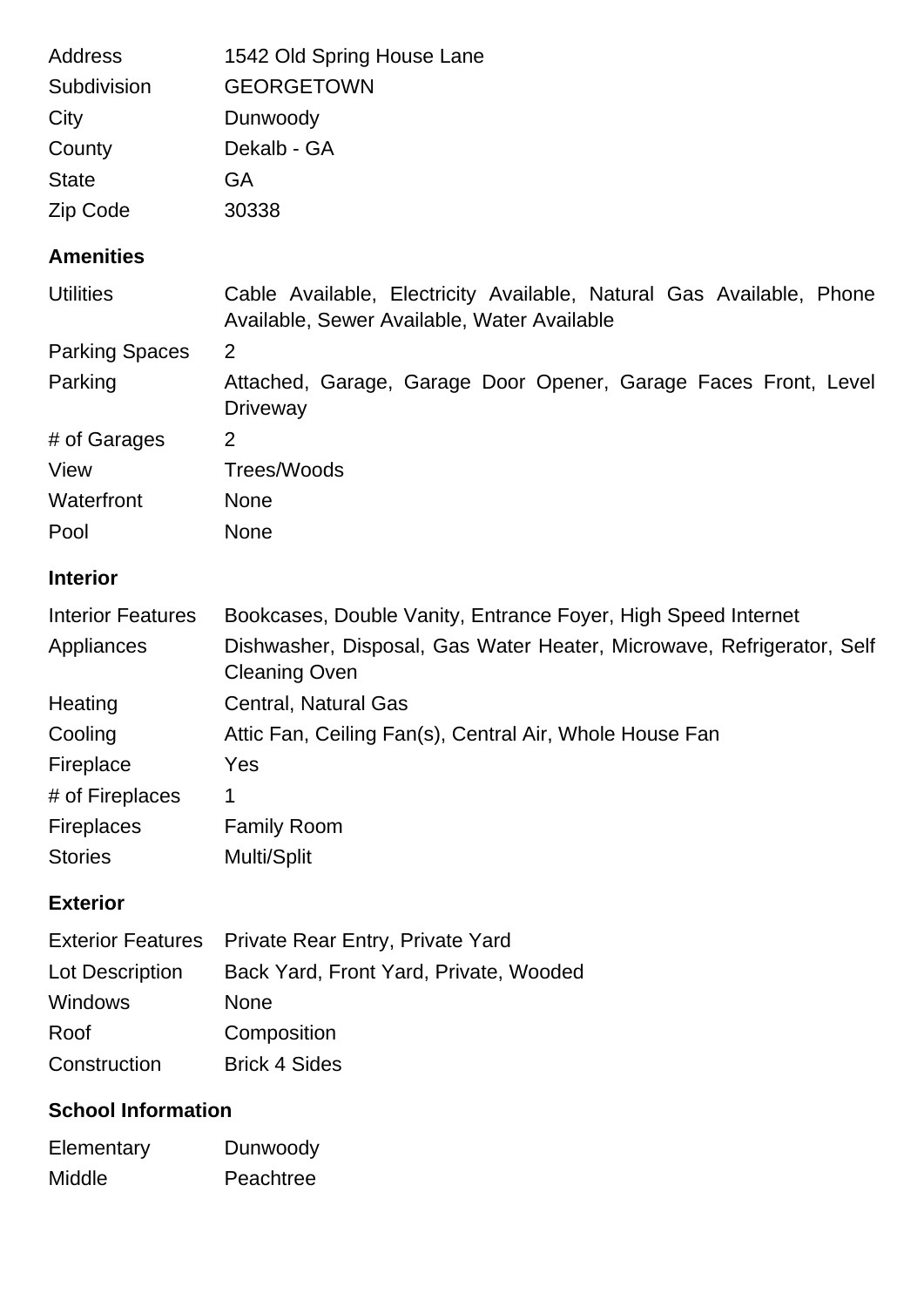| | |
|---|---|
| Address | 1542 Old Spring House Lane |
| Subdivision | GEORGETOWN |
| City | Dunwoody |
| County | Dekalb - GA |
| State | GA |
| Zip Code | 30338 |

## Amenities

| | |
|---|---|
| Utilities | Cable Available, Electricity Available, Natural Gas Available, Phone Available, Sewer Available, Water Available |
| Parking Spaces | 2 |
| Parking | Attached, Garage, Garage Door Opener, Garage Faces Front, Level Driveway |
| # of Garages | 2 |
| View | Trees/Woods |
| Waterfront | None |
| Pool | None |

## Interior

| | |
|---|---|
| Interior Features | Bookcases, Double Vanity, Entrance Foyer, High Speed Internet |
| Appliances | Dishwasher, Disposal, Gas Water Heater, Microwave, Refrigerator, Self Cleaning Oven |
| Heating | Central, Natural Gas |
| Cooling | Attic Fan, Ceiling Fan(s), Central Air, Whole House Fan |
| Fireplace | Yes |
| # of Fireplaces | 1 |
| Fireplaces | Family Room |
| Stories | Multi/Split |

## Exterior

| | |
|---|---|
| Exterior Features | Private Rear Entry, Private Yard |
| Lot Description | Back Yard, Front Yard, Private, Wooded |
| Windows | None |
| Roof | Composition |
| Construction | Brick 4 Sides |

## School Information

| | |
|---|---|
| Elementary | Dunwoody |
| Middle | Peachtree |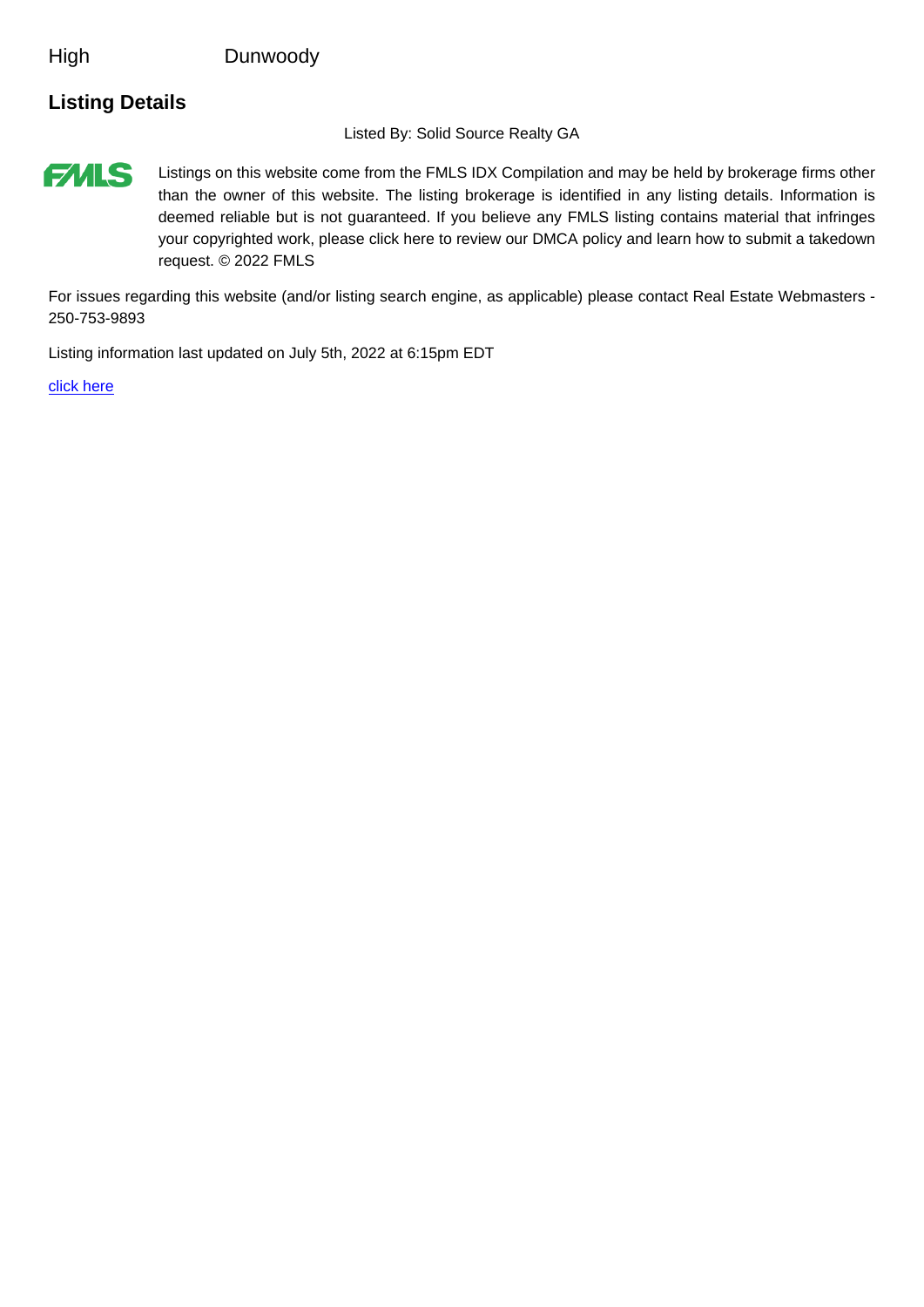| | |
|---|---|
| High | Dunwoody |

## Listing Details

Listed By: Solid Source Realty GA

FMLS

Listings on this website come from the FMLS IDX Compilation and may be held by brokerage firms other than the owner of this website. The listing brokerage is identified in any listing details. Information is deemed reliable but is not guaranteed. If you believe any FMLS listing contains material that infringes your copyrighted work, please click here to review our DMCA policy and learn how to submit a takedown request. © 2022 FMLS

For issues regarding this website (and/or listing search engine, as applicable) please contact Real Estate Webmasters - 250-753-9893

Listing information last updated on July 5th, 2022 at 6:15pm EDT

click here